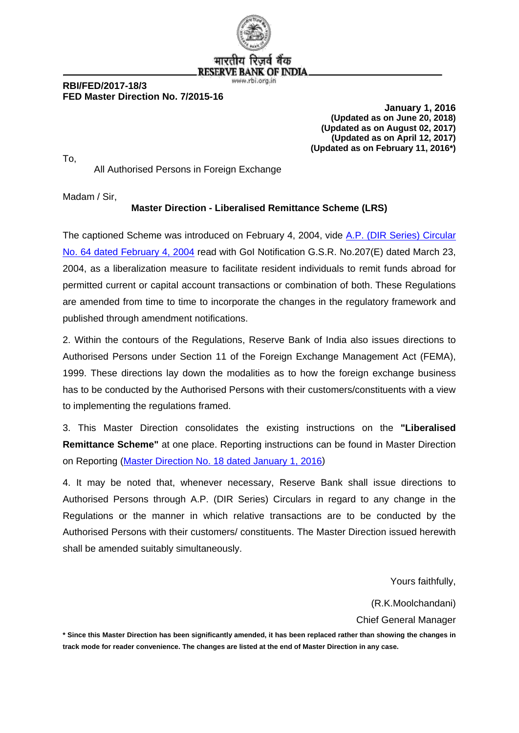भारतीय रिज़र्व बैंक
RESERVE BANK OF INDIA
www.rbi.org.in

**RBI/FED/2017-18/3**
**FED Master Direction No. 7/2015-16**

**January 1, 2016**
**(Updated as on June 20, 2018)**
**(Updated as on August 02, 2017)**
**(Updated as on April 12, 2017)**
**(Updated as on February 11, 2016*)**

To,

All Authorised Persons in Foreign Exchange

Madam / Sir,

**Master Direction - Liberalised Remittance Scheme (LRS)**

The captioned Scheme was introduced on February 4, 2004, vide A.P. (DIR Series) Circular No. 64 dated February 4, 2004 read with GoI Notification G.S.R. No.207(E) dated March 23, 2004, as a liberalization measure to facilitate resident individuals to remit funds abroad for permitted current or capital account transactions or combination of both. These Regulations are amended from time to time to incorporate the changes in the regulatory framework and published through amendment notifications.

2. Within the contours of the Regulations, Reserve Bank of India also issues directions to Authorised Persons under Section 11 of the Foreign Exchange Management Act (FEMA), 1999. These directions lay down the modalities as to how the foreign exchange business has to be conducted by the Authorised Persons with their customers/constituents with a view to implementing the regulations framed.

3. This Master Direction consolidates the existing instructions on the **"Liberalised Remittance Scheme"** at one place. Reporting instructions can be found in Master Direction on Reporting (Master Direction No. 18 dated January 1, 2016)

4. It may be noted that, whenever necessary, Reserve Bank shall issue directions to Authorised Persons through A.P. (DIR Series) Circulars in regard to any change in the Regulations or the manner in which relative transactions are to be conducted by the Authorised Persons with their customers/ constituents. The Master Direction issued herewith shall be amended suitably simultaneously.

Yours faithfully,

(R.K.Moolchandani)
Chief General Manager

**\* Since this Master Direction has been significantly amended, it has been replaced rather than showing the changes in track mode for reader convenience. The changes are listed at the end of Master Direction in any case.**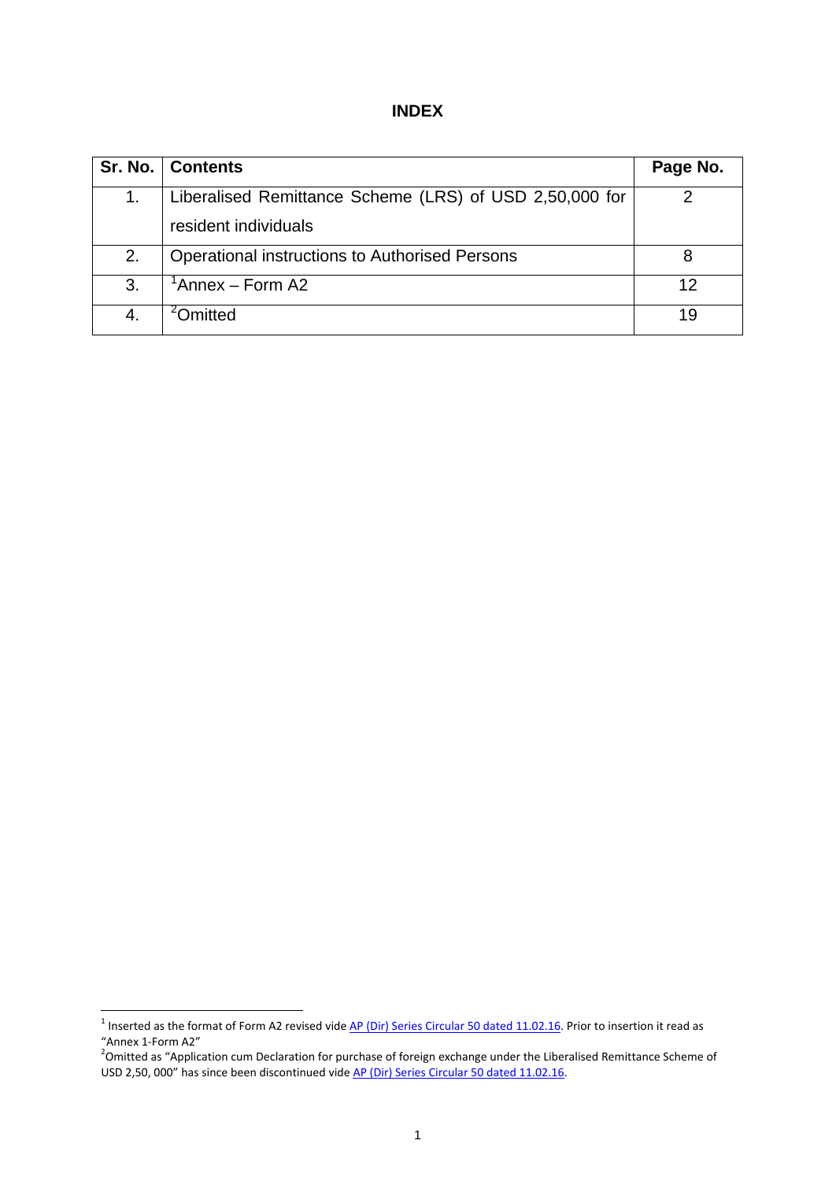# INDEX

| Sr. No. | Contents | Page No. |
|---|---|---|
| 1. | Liberalised Remittance Scheme (LRS) of USD 2,50,000 for resident individuals | 2 |
| 2. | Operational instructions to Authorised Persons | 8 |
| 3. | [1]Annex – Form A2 | 12 |
| 4. | [2]Omitted | 19 |

---

[1] Inserted as the format of Form A2 revised vide AP (Dir) Series Circular 50 dated 11.02.16. Prior to insertion it read as "Annex 1-Form A2"

[2] Omitted as "Application cum Declaration for purchase of foreign exchange under the Liberalised Remittance Scheme of USD 2,50, 000" has since been discontinued vide AP (Dir) Series Circular 50 dated 11.02.16.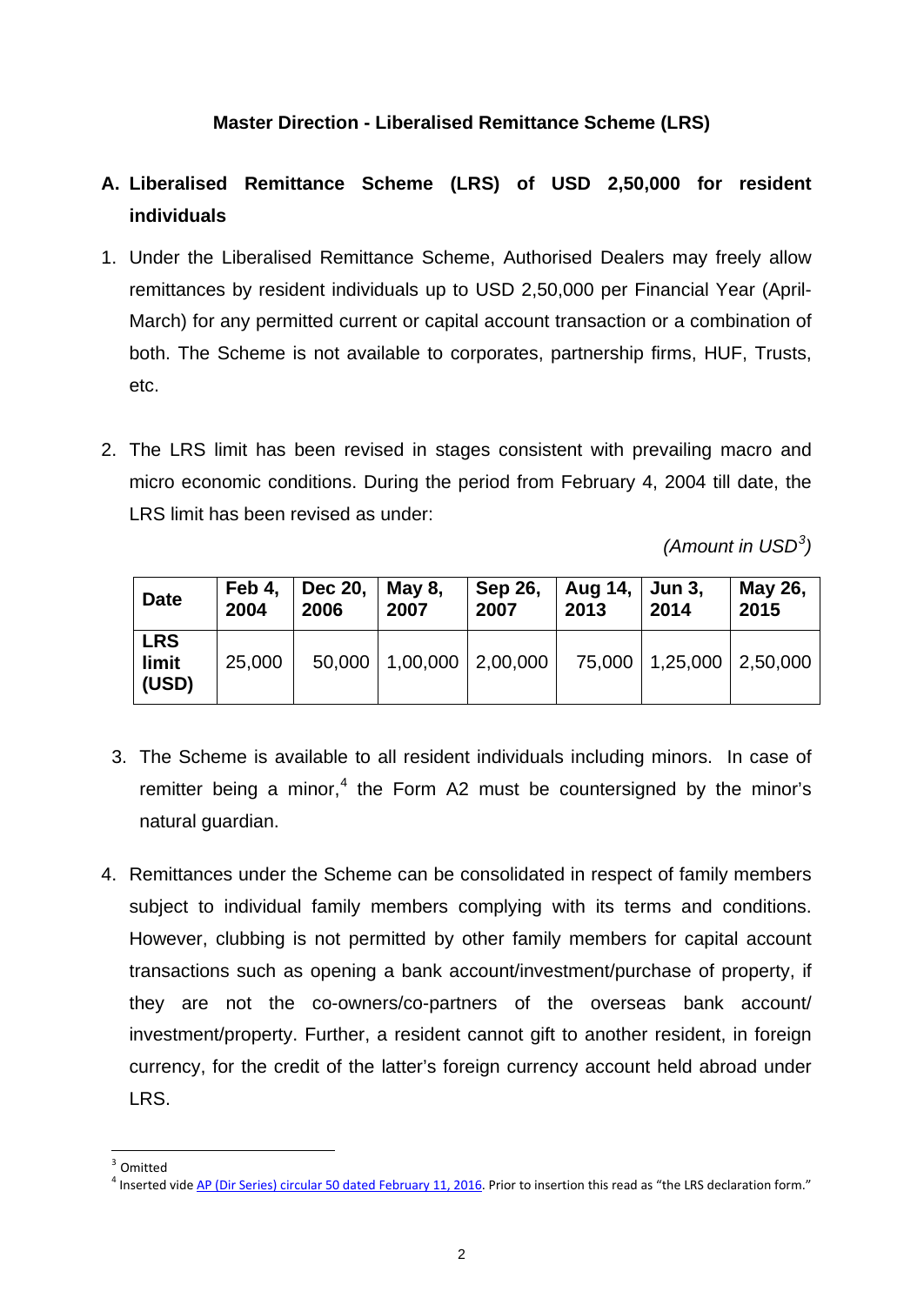**Master Direction - Liberalised Remittance Scheme (LRS)**

## A. Liberalised Remittance Scheme (LRS) of USD 2,50,000 for resident individuals

1. Under the Liberalised Remittance Scheme, Authorised Dealers may freely allow remittances by resident individuals up to USD 2,50,000 per Financial Year (April-March) for any permitted current or capital account transaction or a combination of both. The Scheme is not available to corporates, partnership firms, HUF, Trusts, etc.

2. The LRS limit has been revised in stages consistent with prevailing macro and micro economic conditions. During the period from February 4, 2004 till date, the LRS limit has been revised as under:

*(Amount in USD[3])*

| Date | Feb 4, 2004 | Dec 20, 2006 | May 8, 2007 | Sep 26, 2007 | Aug 14, 2013 | Jun 3, 2014 | May 26, 2015 |
|---|---|---|---|---|---|---|---|
| LRS limit (USD) | 25,000 | 50,000 | 1,00,000 | 2,00,000 | 75,000 | 1,25,000 | 2,50,000 |

3. The Scheme is available to all resident individuals including minors. In case of remitter being a minor,[4] the Form A2 must be countersigned by the minor's natural guardian.

4. Remittances under the Scheme can be consolidated in respect of family members subject to individual family members complying with its terms and conditions. However, clubbing is not permitted by other family members for capital account transactions such as opening a bank account/investment/purchase of property, if they are not the co-owners/co-partners of the overseas bank account/ investment/property. Further, a resident cannot gift to another resident, in foreign currency, for the credit of the latter's foreign currency account held abroad under LRS.

---

[3] Omitted

[4] Inserted vide AP (Dir Series) circular 50 dated February 11, 2016. Prior to insertion this read as "the LRS declaration form."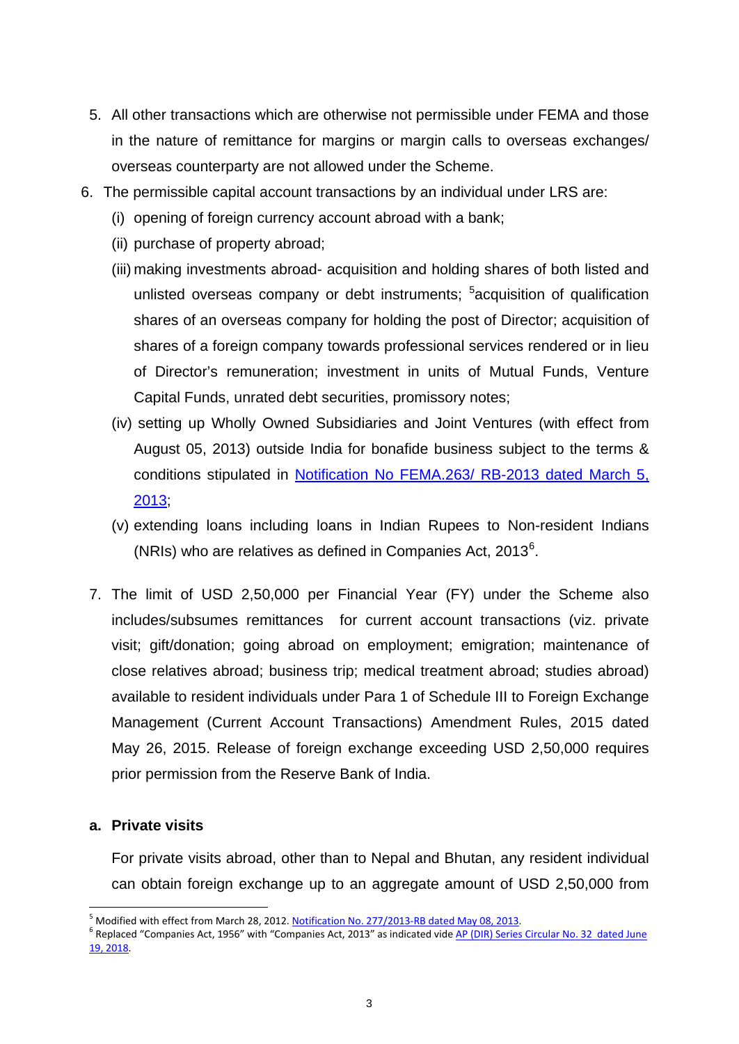5. All other transactions which are otherwise not permissible under FEMA and those in the nature of remittance for margins or margin calls to overseas exchanges/ overseas counterparty are not allowed under the Scheme.

6. The permissible capital account transactions by an individual under LRS are:
   - (i) opening of foreign currency account abroad with a bank;
   - (ii) purchase of property abroad;
   - (iii) making investments abroad- acquisition and holding shares of both listed and unlisted overseas company or debt instruments; [5]acquisition of qualification shares of an overseas company for holding the post of Director; acquisition of shares of a foreign company towards professional services rendered or in lieu of Director's remuneration; investment in units of Mutual Funds, Venture Capital Funds, unrated debt securities, promissory notes;
   - (iv) setting up Wholly Owned Subsidiaries and Joint Ventures (with effect from August 05, 2013) outside India for bonafide business subject to the terms & conditions stipulated in Notification No FEMA.263/ RB-2013 dated March 5, 2013;
   - (v) extending loans including loans in Indian Rupees to Non-resident Indians (NRIs) who are relatives as defined in Companies Act, 2013[6].

7. The limit of USD 2,50,000 per Financial Year (FY) under the Scheme also includes/subsumes remittances for current account transactions (viz. private visit; gift/donation; going abroad on employment; emigration; maintenance of close relatives abroad; business trip; medical treatment abroad; studies abroad) available to resident individuals under Para 1 of Schedule III to Foreign Exchange Management (Current Account Transactions) Amendment Rules, 2015 dated May 26, 2015. Release of foreign exchange exceeding USD 2,50,000 requires prior permission from the Reserve Bank of India.

**a. Private visits**

For private visits abroad, other than to Nepal and Bhutan, any resident individual can obtain foreign exchange up to an aggregate amount of USD 2,50,000 from

---

[5] Modified with effect from March 28, 2012. Notification No. 277/2013-RB dated May 08, 2013.

[6] Replaced "Companies Act, 1956" with "Companies Act, 2013" as indicated vide AP (DIR) Series Circular No. 32 dated June 19, 2018.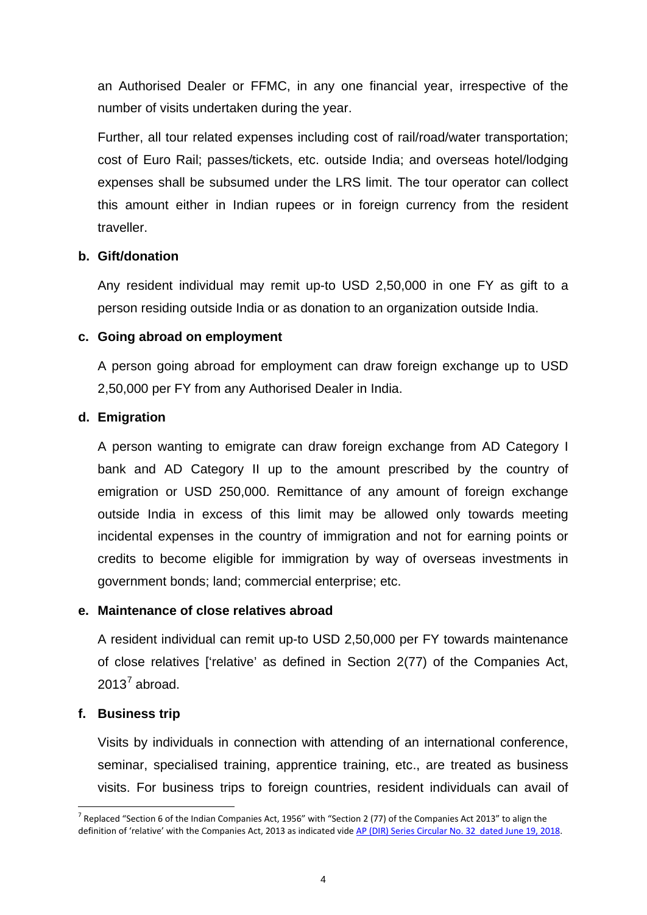an Authorised Dealer or FFMC, in any one financial year, irrespective of the number of visits undertaken during the year.

Further, all tour related expenses including cost of rail/road/water transportation; cost of Euro Rail; passes/tickets, etc. outside India; and overseas hotel/lodging expenses shall be subsumed under the LRS limit. The tour operator can collect this amount either in Indian rupees or in foreign currency from the resident traveller.

**b. Gift/donation**

Any resident individual may remit up-to USD 2,50,000 in one FY as gift to a person residing outside India or as donation to an organization outside India.

**c. Going abroad on employment**

A person going abroad for employment can draw foreign exchange up to USD 2,50,000 per FY from any Authorised Dealer in India.

**d. Emigration**

A person wanting to emigrate can draw foreign exchange from AD Category I bank and AD Category II up to the amount prescribed by the country of emigration or USD 250,000. Remittance of any amount of foreign exchange outside India in excess of this limit may be allowed only towards meeting incidental expenses in the country of immigration and not for earning points or credits to become eligible for immigration by way of overseas investments in government bonds; land; commercial enterprise; etc.

**e. Maintenance of close relatives abroad**

A resident individual can remit up-to USD 2,50,000 per FY towards maintenance of close relatives ['relative' as defined in Section 2(77) of the Companies Act, 2013[7] abroad.

**f. Business trip**

Visits by individuals in connection with attending of an international conference, seminar, specialised training, apprentice training, etc., are treated as business visits. For business trips to foreign countries, resident individuals can avail of

---

[7] Replaced "Section 6 of the Indian Companies Act, 1956" with "Section 2 (77) of the Companies Act 2013" to align the definition of 'relative' with the Companies Act, 2013 as indicated vide AP (DIR) Series Circular No. 32 dated June 19, 2018.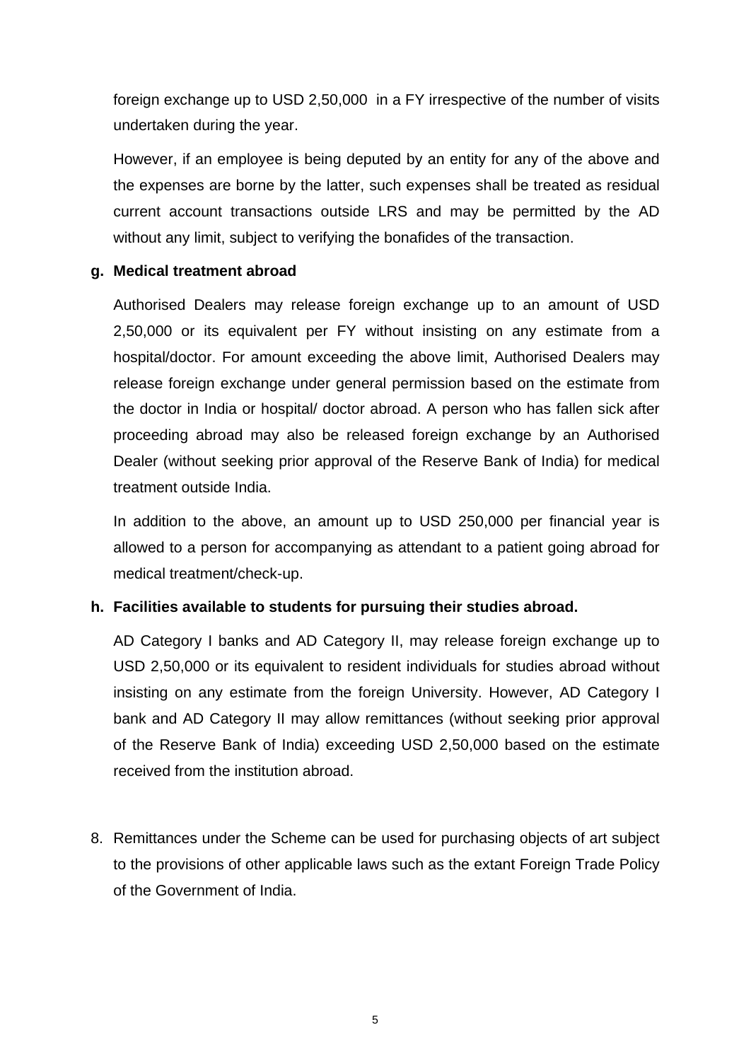foreign exchange up to USD 2,50,000 in a FY irrespective of the number of visits undertaken during the year.

However, if an employee is being deputed by an entity for any of the above and the expenses are borne by the latter, such expenses shall be treated as residual current account transactions outside LRS and may be permitted by the AD without any limit, subject to verifying the bonafides of the transaction.

**g. Medical treatment abroad**

Authorised Dealers may release foreign exchange up to an amount of USD 2,50,000 or its equivalent per FY without insisting on any estimate from a hospital/doctor. For amount exceeding the above limit, Authorised Dealers may release foreign exchange under general permission based on the estimate from the doctor in India or hospital/ doctor abroad. A person who has fallen sick after proceeding abroad may also be released foreign exchange by an Authorised Dealer (without seeking prior approval of the Reserve Bank of India) for medical treatment outside India.

In addition to the above, an amount up to USD 250,000 per financial year is allowed to a person for accompanying as attendant to a patient going abroad for medical treatment/check-up.

**h. Facilities available to students for pursuing their studies abroad.**

AD Category I banks and AD Category II, may release foreign exchange up to USD 2,50,000 or its equivalent to resident individuals for studies abroad without insisting on any estimate from the foreign University. However, AD Category I bank and AD Category II may allow remittances (without seeking prior approval of the Reserve Bank of India) exceeding USD 2,50,000 based on the estimate received from the institution abroad.

8. Remittances under the Scheme can be used for purchasing objects of art subject to the provisions of other applicable laws such as the extant Foreign Trade Policy of the Government of India.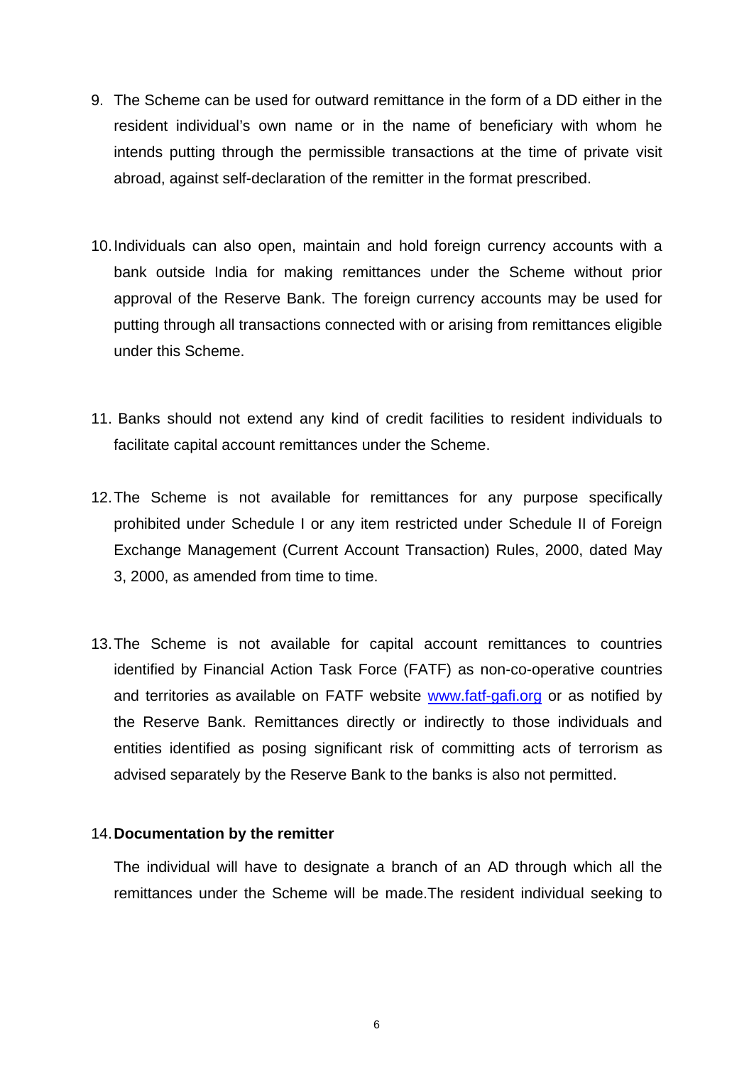9. The Scheme can be used for outward remittance in the form of a DD either in the resident individual's own name or in the name of beneficiary with whom he intends putting through the permissible transactions at the time of private visit abroad, against self-declaration of the remitter in the format prescribed.

10. Individuals can also open, maintain and hold foreign currency accounts with a bank outside India for making remittances under the Scheme without prior approval of the Reserve Bank. The foreign currency accounts may be used for putting through all transactions connected with or arising from remittances eligible under this Scheme.

11. Banks should not extend any kind of credit facilities to resident individuals to facilitate capital account remittances under the Scheme.

12. The Scheme is not available for remittances for any purpose specifically prohibited under Schedule I or any item restricted under Schedule II of Foreign Exchange Management (Current Account Transaction) Rules, 2000, dated May 3, 2000, as amended from time to time.

13. The Scheme is not available for capital account remittances to countries identified by Financial Action Task Force (FATF) as non-co-operative countries and territories as available on FATF website [www.fatf-gafi.org](http://www.fatf-gafi.org) or as notified by the Reserve Bank. Remittances directly or indirectly to those individuals and entities identified as posing significant risk of committing acts of terrorism as advised separately by the Reserve Bank to the banks is also not permitted.

14. **Documentation by the remitter**

    The individual will have to designate a branch of an AD through which all the remittances under the Scheme will be made.The resident individual seeking to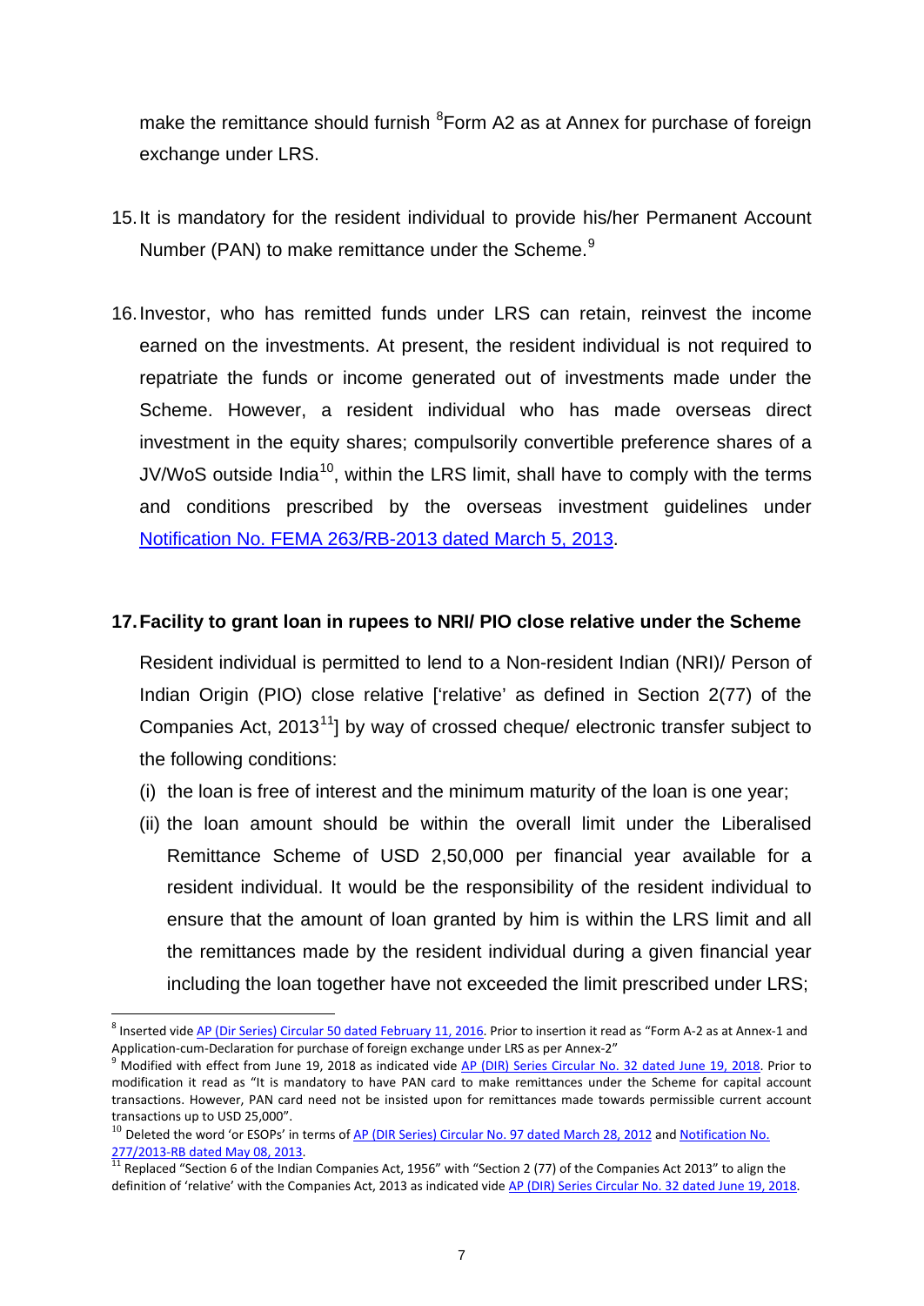make the remittance should furnish [8]Form A2 as at Annex for purchase of foreign exchange under LRS.

15. It is mandatory for the resident individual to provide his/her Permanent Account Number (PAN) to make remittance under the Scheme.[9]

16. Investor, who has remitted funds under LRS can retain, reinvest the income earned on the investments. At present, the resident individual is not required to repatriate the funds or income generated out of investments made under the Scheme. However, a resident individual who has made overseas direct investment in the equity shares; compulsorily convertible preference shares of a JV/WoS outside India[10], within the LRS limit, shall have to comply with the terms and conditions prescribed by the overseas investment guidelines under Notification No. FEMA 263/RB-2013 dated March 5, 2013.

**17. Facility to grant loan in rupees to NRI/ PIO close relative under the Scheme**

Resident individual is permitted to lend to a Non-resident Indian (NRI)/ Person of Indian Origin (PIO) close relative ['relative' as defined in Section 2(77) of the Companies Act, 2013[11]] by way of crossed cheque/ electronic transfer subject to the following conditions:

(i) the loan is free of interest and the minimum maturity of the loan is one year;

(ii) the loan amount should be within the overall limit under the Liberalised Remittance Scheme of USD 2,50,000 per financial year available for a resident individual. It would be the responsibility of the resident individual to ensure that the amount of loan granted by him is within the LRS limit and all the remittances made by the resident individual during a given financial year including the loan together have not exceeded the limit prescribed under LRS;

---

[8] Inserted vide AP (Dir Series) Circular 50 dated February 11, 2016. Prior to insertion it read as "Form A-2 as at Annex-1 and Application-cum-Declaration for purchase of foreign exchange under LRS as per Annex-2"

[9] Modified with effect from June 19, 2018 as indicated vide AP (DIR) Series Circular No. 32 dated June 19, 2018. Prior to modification it read as "It is mandatory to have PAN card to make remittances under the Scheme for capital account transactions. However, PAN card need not be insisted upon for remittances made towards permissible current account transactions up to USD 25,000".

[10] Deleted the word 'or ESOPs' in terms of AP (DIR Series) Circular No. 97 dated March 28, 2012 and Notification No. 277/2013-RB dated May 08, 2013.

[11] Replaced "Section 6 of the Indian Companies Act, 1956" with "Section 2 (77) of the Companies Act 2013" to align the definition of 'relative' with the Companies Act, 2013 as indicated vide AP (DIR) Series Circular No. 32 dated June 19, 2018.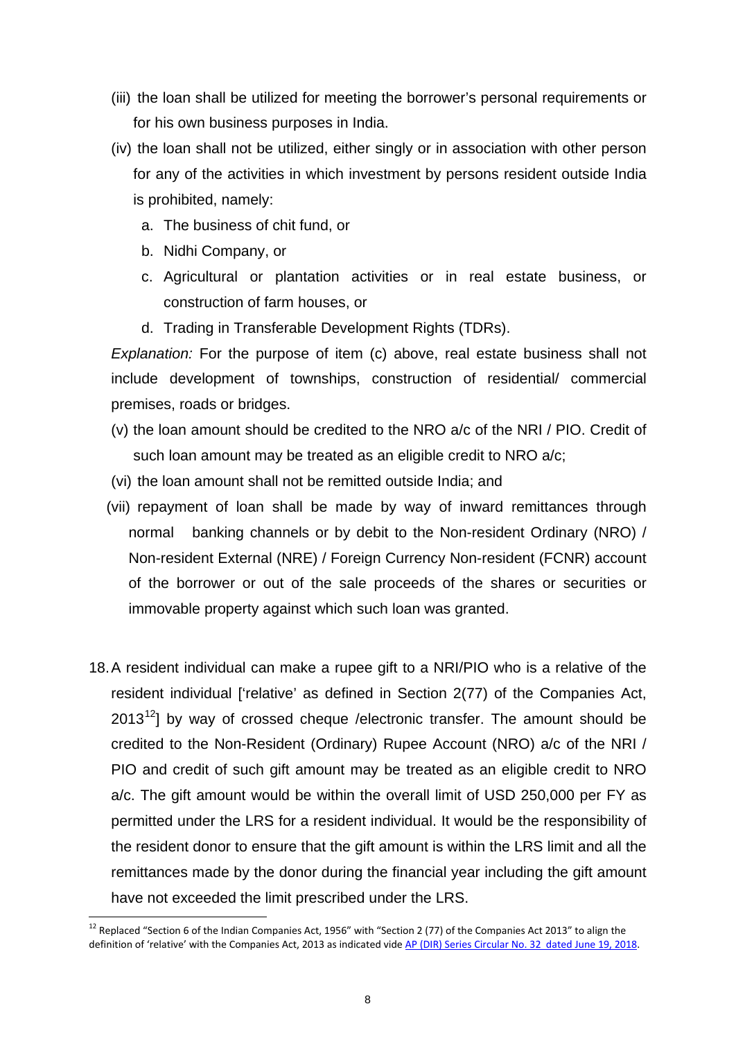(iii) the loan shall be utilized for meeting the borrower's personal requirements or for his own business purposes in India.

(iv) the loan shall not be utilized, either singly or in association with other person for any of the activities in which investment by persons resident outside India is prohibited, namely:

   a. The business of chit fund, or
   b. Nidhi Company, or
   c. Agricultural or plantation activities or in real estate business, or construction of farm houses, or
   d. Trading in Transferable Development Rights (TDRs).

*Explanation:* For the purpose of item (c) above, real estate business shall not include development of townships, construction of residential/ commercial premises, roads or bridges.

(v) the loan amount should be credited to the NRO a/c of the NRI / PIO. Credit of such loan amount may be treated as an eligible credit to NRO a/c;

(vi) the loan amount shall not be remitted outside India; and

(vii) repayment of loan shall be made by way of inward remittances through normal banking channels or by debit to the Non-resident Ordinary (NRO) / Non-resident External (NRE) / Foreign Currency Non-resident (FCNR) account of the borrower or out of the sale proceeds of the shares or securities or immovable property against which such loan was granted.

18. A resident individual can make a rupee gift to a NRI/PIO who is a relative of the resident individual ['relative' as defined in Section 2(77) of the Companies Act, 2013[12]] by way of crossed cheque /electronic transfer. The amount should be credited to the Non-Resident (Ordinary) Rupee Account (NRO) a/c of the NRI / PIO and credit of such gift amount may be treated as an eligible credit to NRO a/c. The gift amount would be within the overall limit of USD 250,000 per FY as permitted under the LRS for a resident individual. It would be the responsibility of the resident donor to ensure that the gift amount is within the LRS limit and all the remittances made by the donor during the financial year including the gift amount have not exceeded the limit prescribed under the LRS.

---

[12] Replaced "Section 6 of the Indian Companies Act, 1956" with "Section 2 (77) of the Companies Act 2013" to align the definition of 'relative' with the Companies Act, 2013 as indicated vide AP (DIR) Series Circular No. 32 dated June 19, 2018.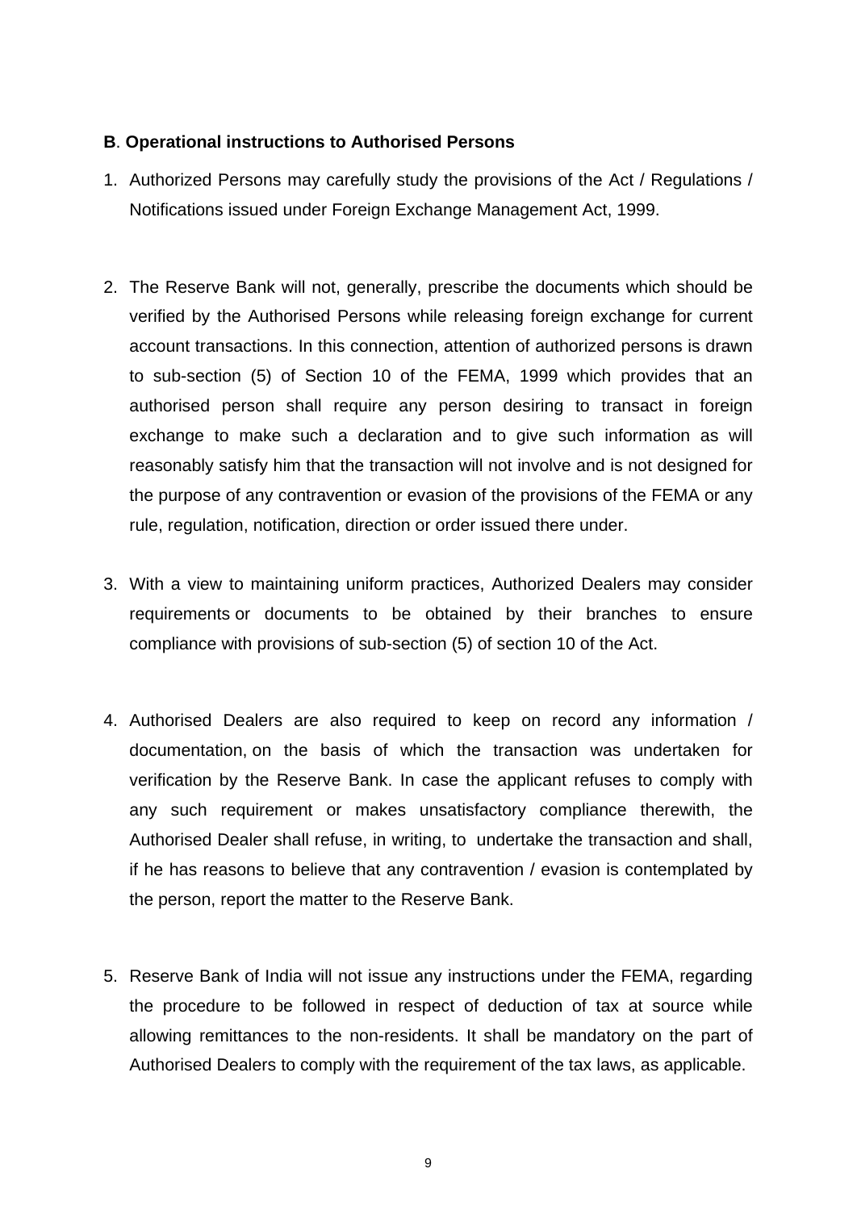**B**. **Operational instructions to Authorised Persons**

1. Authorized Persons may carefully study the provisions of the Act / Regulations / Notifications issued under Foreign Exchange Management Act, 1999.

2. The Reserve Bank will not, generally, prescribe the documents which should be verified by the Authorised Persons while releasing foreign exchange for current account transactions. In this connection, attention of authorized persons is drawn to sub-section (5) of Section 10 of the FEMA, 1999 which provides that an authorised person shall require any person desiring to transact in foreign exchange to make such a declaration and to give such information as will reasonably satisfy him that the transaction will not involve and is not designed for the purpose of any contravention or evasion of the provisions of the FEMA or any rule, regulation, notification, direction or order issued there under.

3. With a view to maintaining uniform practices, Authorized Dealers may consider requirements or documents to be obtained by their branches to ensure compliance with provisions of sub-section (5) of section 10 of the Act.

4. Authorised Dealers are also required to keep on record any information / documentation, on the basis of which the transaction was undertaken for verification by the Reserve Bank. In case the applicant refuses to comply with any such requirement or makes unsatisfactory compliance therewith, the Authorised Dealer shall refuse, in writing, to undertake the transaction and shall, if he has reasons to believe that any contravention / evasion is contemplated by the person, report the matter to the Reserve Bank.

5. Reserve Bank of India will not issue any instructions under the FEMA, regarding the procedure to be followed in respect of deduction of tax at source while allowing remittances to the non-residents. It shall be mandatory on the part of Authorised Dealers to comply with the requirement of the tax laws, as applicable.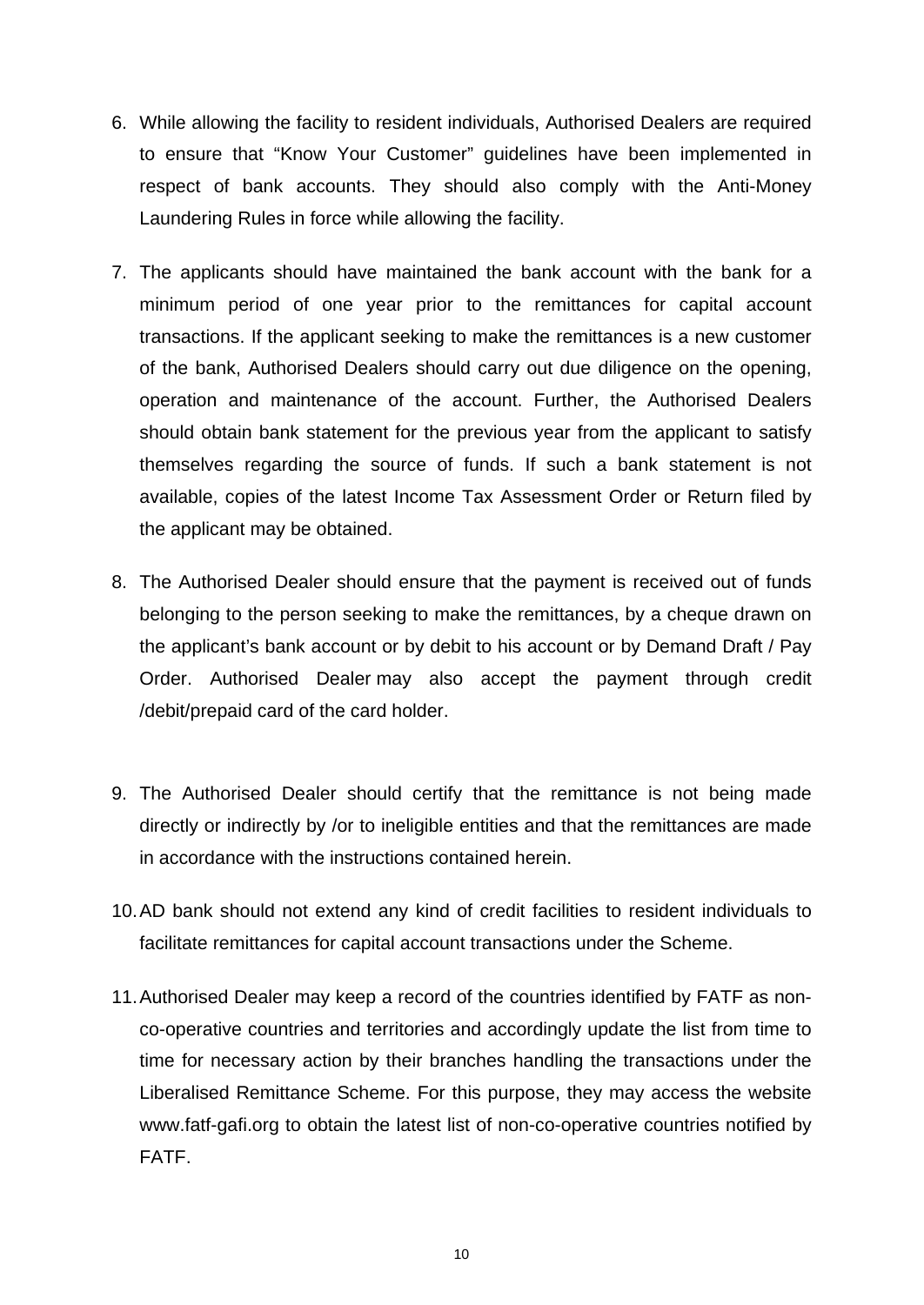6. While allowing the facility to resident individuals, Authorised Dealers are required to ensure that "Know Your Customer" guidelines have been implemented in respect of bank accounts. They should also comply with the Anti-Money Laundering Rules in force while allowing the facility.

7. The applicants should have maintained the bank account with the bank for a minimum period of one year prior to the remittances for capital account transactions. If the applicant seeking to make the remittances is a new customer of the bank, Authorised Dealers should carry out due diligence on the opening, operation and maintenance of the account. Further, the Authorised Dealers should obtain bank statement for the previous year from the applicant to satisfy themselves regarding the source of funds. If such a bank statement is not available, copies of the latest Income Tax Assessment Order or Return filed by the applicant may be obtained.

8. The Authorised Dealer should ensure that the payment is received out of funds belonging to the person seeking to make the remittances, by a cheque drawn on the applicant's bank account or by debit to his account or by Demand Draft / Pay Order. Authorised Dealer may also accept the payment through credit /debit/prepaid card of the card holder.

9. The Authorised Dealer should certify that the remittance is not being made directly or indirectly by /or to ineligible entities and that the remittances are made in accordance with the instructions contained herein.

10. AD bank should not extend any kind of credit facilities to resident individuals to facilitate remittances for capital account transactions under the Scheme.

11. Authorised Dealer may keep a record of the countries identified by FATF as non-co-operative countries and territories and accordingly update the list from time to time for necessary action by their branches handling the transactions under the Liberalised Remittance Scheme. For this purpose, they may access the website www.fatf-gafi.org to obtain the latest list of non-co-operative countries notified by FATF.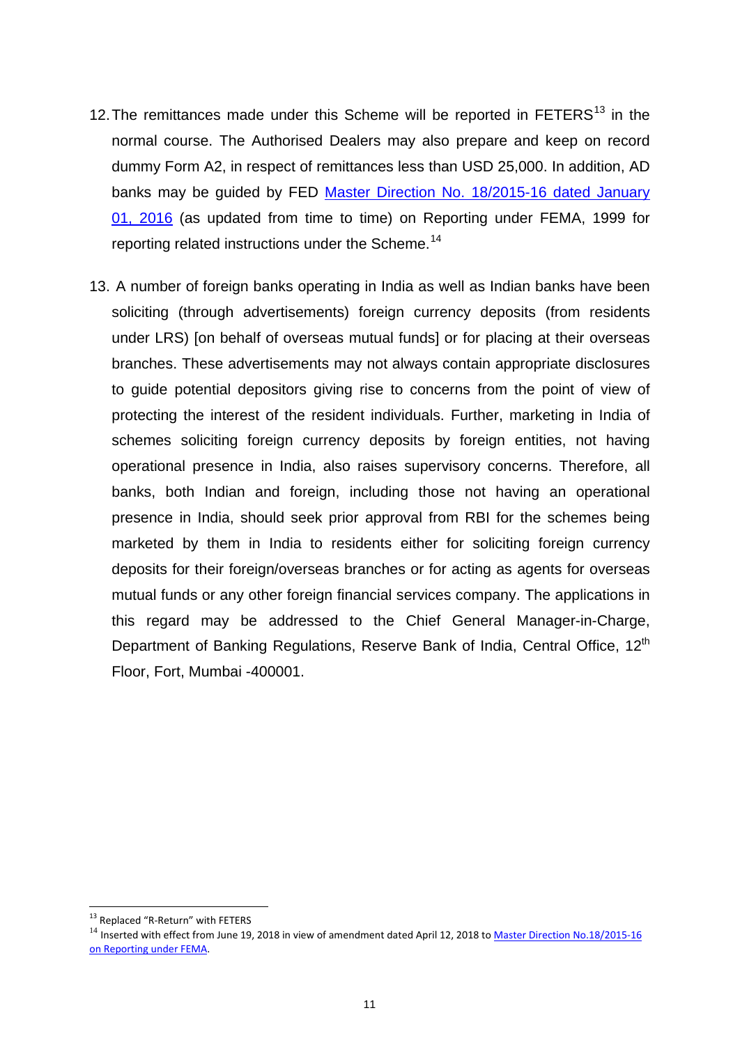12. The remittances made under this Scheme will be reported in FETERS[13] in the normal course. The Authorised Dealers may also prepare and keep on record dummy Form A2, in respect of remittances less than USD 25,000. In addition, AD banks may be guided by FED [Master Direction No. 18/2015-16 dated January 01, 2016] (as updated from time to time) on Reporting under FEMA, 1999 for reporting related instructions under the Scheme.[14]

13. A number of foreign banks operating in India as well as Indian banks have been soliciting (through advertisements) foreign currency deposits (from residents under LRS) [on behalf of overseas mutual funds] or for placing at their overseas branches. These advertisements may not always contain appropriate disclosures to guide potential depositors giving rise to concerns from the point of view of protecting the interest of the resident individuals. Further, marketing in India of schemes soliciting foreign currency deposits by foreign entities, not having operational presence in India, also raises supervisory concerns. Therefore, all banks, both Indian and foreign, including those not having an operational presence in India, should seek prior approval from RBI for the schemes being marketed by them in India to residents either for soliciting foreign currency deposits for their foreign/overseas branches or for acting as agents for overseas mutual funds or any other foreign financial services company. The applications in this regard may be addressed to the Chief General Manager-in-Charge, Department of Banking Regulations, Reserve Bank of India, Central Office, 12th Floor, Fort, Mumbai -400001.

---

[13] Replaced "R-Return" with FETERS

[14] Inserted with effect from June 19, 2018 in view of amendment dated April 12, 2018 to [Master Direction No.18/2015-16 on Reporting under FEMA].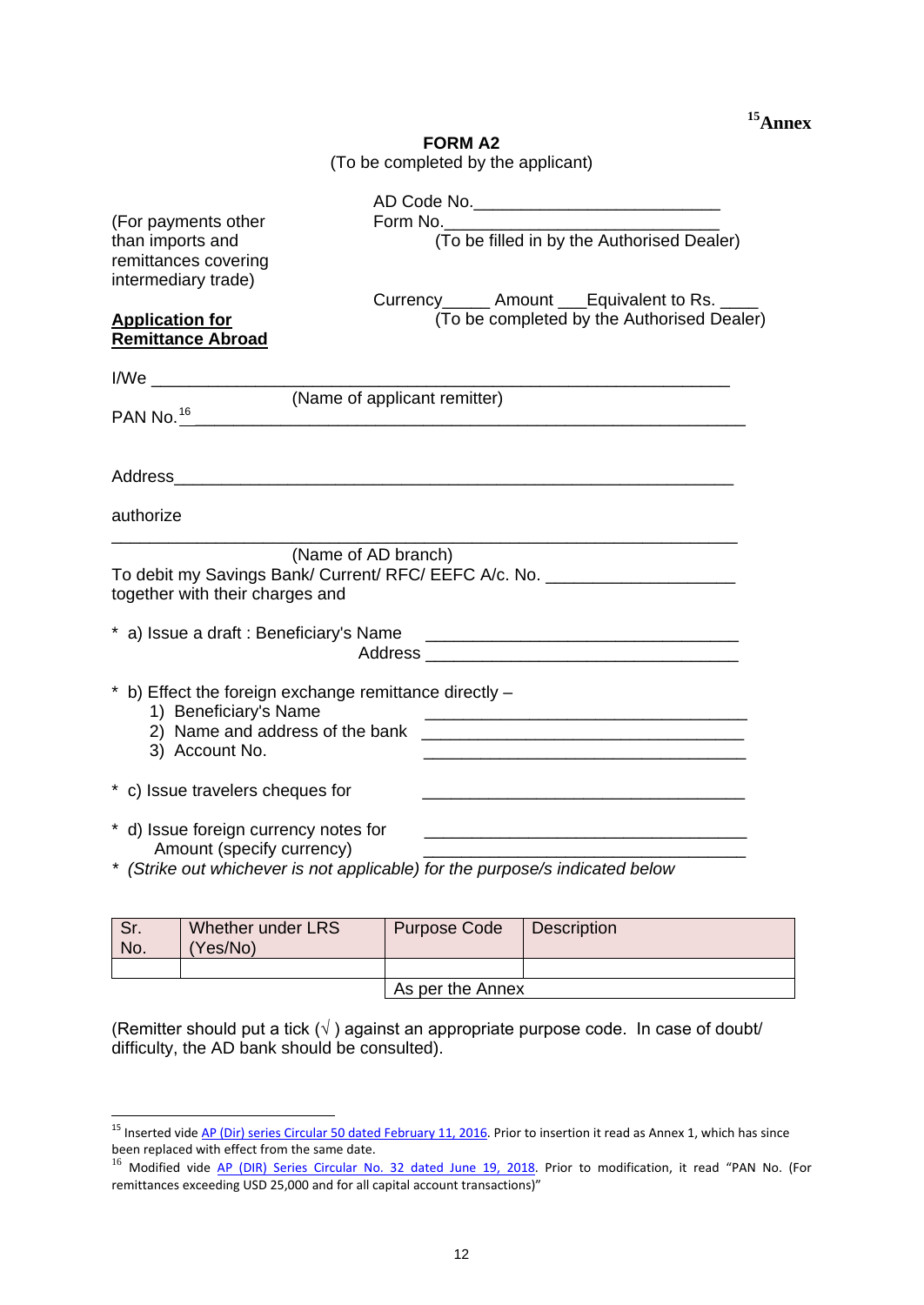[15]**Annex**

**FORM A2**

(To be completed by the applicant)

(For payments other than imports and remittances covering intermediary trade)

AD Code No.___________________________

Form No.______________________________

(To be filled in by the Authorised Dealer)

**Application for Remittance Abroad**

Currency_____ Amount ___Equivalent to Rs. ____

(To be completed by the Authorised Dealer)

I/We ____________________________________________________________

(Name of applicant remitter)

PAN No.[16]____________________________________________________________

Address____________________________________________________________

authorize

____________________________________________________________

(Name of AD branch)

To debit my Savings Bank/ Current/ RFC/ EEFC A/c. No. ____________________ together with their charges and

* a) Issue a draft : Beneficiary's Name ________________________________

Address ________________________________

* b) Effect the foreign exchange remittance directly –
  1) Beneficiary's Name ________________________________
  2) Name and address of the bank ________________________________
  3) Account No. ________________________________

* c) Issue travelers cheques for ________________________________

* d) Issue foreign currency notes for ________________________________

Amount (specify currency) ________________________________

* *(Strike out whichever is not applicable) for the purpose/s indicated below*

| Sr. No. | Whether under LRS (Yes/No) | Purpose Code | Description |
|---|---|---|---|
| | | | |
| | | As per the Annex | |

(Remitter should put a tick (√ ) against an appropriate purpose code. In case of doubt/ difficulty, the AD bank should be consulted).

---

[15] Inserted vide AP (Dir) series Circular 50 dated February 11, 2016. Prior to insertion it read as Annex 1, which has since been replaced with effect from the same date.

[16] Modified vide AP (DIR) Series Circular No. 32 dated June 19, 2018. Prior to modification, it read "PAN No. (For remittances exceeding USD 25,000 and for all capital account transactions)"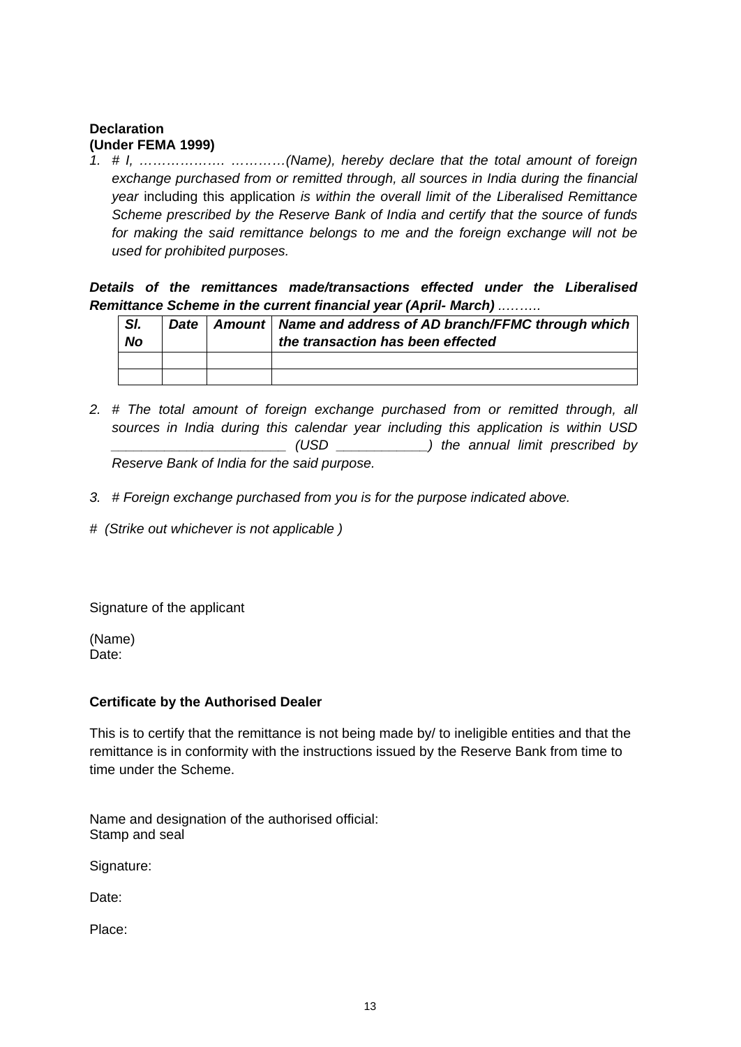**Declaration**
**(Under FEMA 1999)**

1. *# I, ………………. …………(Name), hereby declare that the total amount of foreign exchange purchased from or remitted through, all sources in India during the financial year* including this application *is within the overall limit of the Liberalised Remittance Scheme prescribed by the Reserve Bank of India and certify that the source of funds for making the said remittance belongs to me and the foreign exchange will not be used for prohibited purposes.*

***Details of the remittances made/transactions effected under the Liberalised Remittance Scheme in the current financial year (April- March)*** *……….*

| *Sl. No* | *Date* | *Amount* | *Name and address of AD branch/FFMC through which the transaction has been effected* |
|---|---|---|---|
| | | | |
| | | | |

2. *# The total amount of foreign exchange purchased from or remitted through, all sources in India during this calendar year including this application is within USD _______________________ (USD ____________) the annual limit prescribed by Reserve Bank of India for the said purpose.*

3. *# Foreign exchange purchased from you is for the purpose indicated above.*

\# *(Strike out whichever is not applicable )*

Signature of the applicant

(Name)
Date:

**Certificate by the Authorised Dealer**

This is to certify that the remittance is not being made by/ to ineligible entities and that the remittance is in conformity with the instructions issued by the Reserve Bank from time to time under the Scheme.

Name and designation of the authorised official:
Stamp and seal

Signature:

Date:

Place: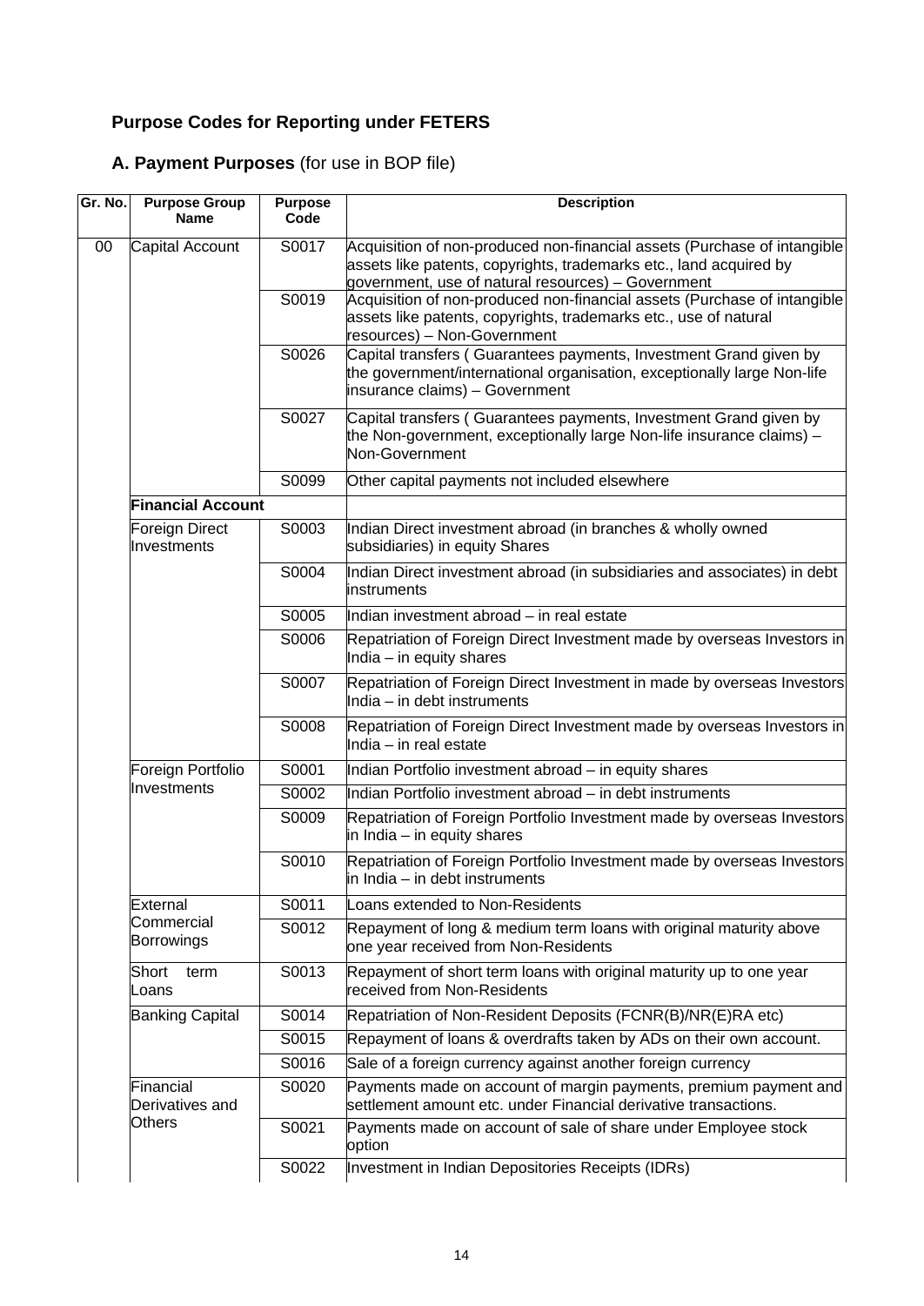## Purpose Codes for Reporting under FETERS

### A. Payment Purposes (for use in BOP file)

| Gr. No. | Purpose Group Name | Purpose Code | Description |
|---|---|---|---|
| 00 | Capital Account | S0017 | Acquisition of non-produced non-financial assets (Purchase of intangible assets like patents, copyrights, trademarks etc., land acquired by government, use of natural resources) – Government |
| | | S0019 | Acquisition of non-produced non-financial assets (Purchase of intangible assets like patents, copyrights, trademarks etc., use of natural resources) – Non-Government |
| | | S0026 | Capital transfers ( Guarantees payments, Investment Grand given by the government/international organisation, exceptionally large Non-life insurance claims) – Government |
| | | S0027 | Capital transfers ( Guarantees payments, Investment Grand given by the Non-government, exceptionally large Non-life insurance claims) – Non-Government |
| | | S0099 | Other capital payments not included elsewhere |
| | **Financial Account** | | |
| | Foreign Direct Investments | S0003 | Indian Direct investment abroad (in branches & wholly owned subsidiaries) in equity Shares |
| | | S0004 | Indian Direct investment abroad (in subsidiaries and associates) in debt instruments |
| | | S0005 | Indian investment abroad – in real estate |
| | | S0006 | Repatriation of Foreign Direct Investment made by overseas Investors in India – in equity shares |
| | | S0007 | Repatriation of Foreign Direct Investment in made by overseas Investors India – in debt instruments |
| | | S0008 | Repatriation of Foreign Direct Investment made by overseas Investors in India – in real estate |
| | Foreign Portfolio Investments | S0001 | Indian Portfolio investment abroad – in equity shares |
| | | S0002 | Indian Portfolio investment abroad – in debt instruments |
| | | S0009 | Repatriation of Foreign Portfolio Investment made by overseas Investors in India – in equity shares |
| | | S0010 | Repatriation of Foreign Portfolio Investment made by overseas Investors in India – in debt instruments |
| | External Commercial Borrowings | S0011 | Loans extended to Non-Residents |
| | | S0012 | Repayment of long & medium term loans with original maturity above one year received from Non-Residents |
| | Short term Loans | S0013 | Repayment of short term loans with original maturity up to one year received from Non-Residents |
| | Banking Capital | S0014 | Repatriation of Non-Resident Deposits (FCNR(B)/NR(E)RA etc) |
| | | S0015 | Repayment of loans & overdrafts taken by ADs on their own account. |
| | | S0016 | Sale of a foreign currency against another foreign currency |
| | Financial Derivatives and Others | S0020 | Payments made on account of margin payments, premium payment and settlement amount etc. under Financial derivative transactions. |
| | | S0021 | Payments made on account of sale of share under Employee stock option |
| | | S0022 | Investment in Indian Depositories Receipts (IDRs) |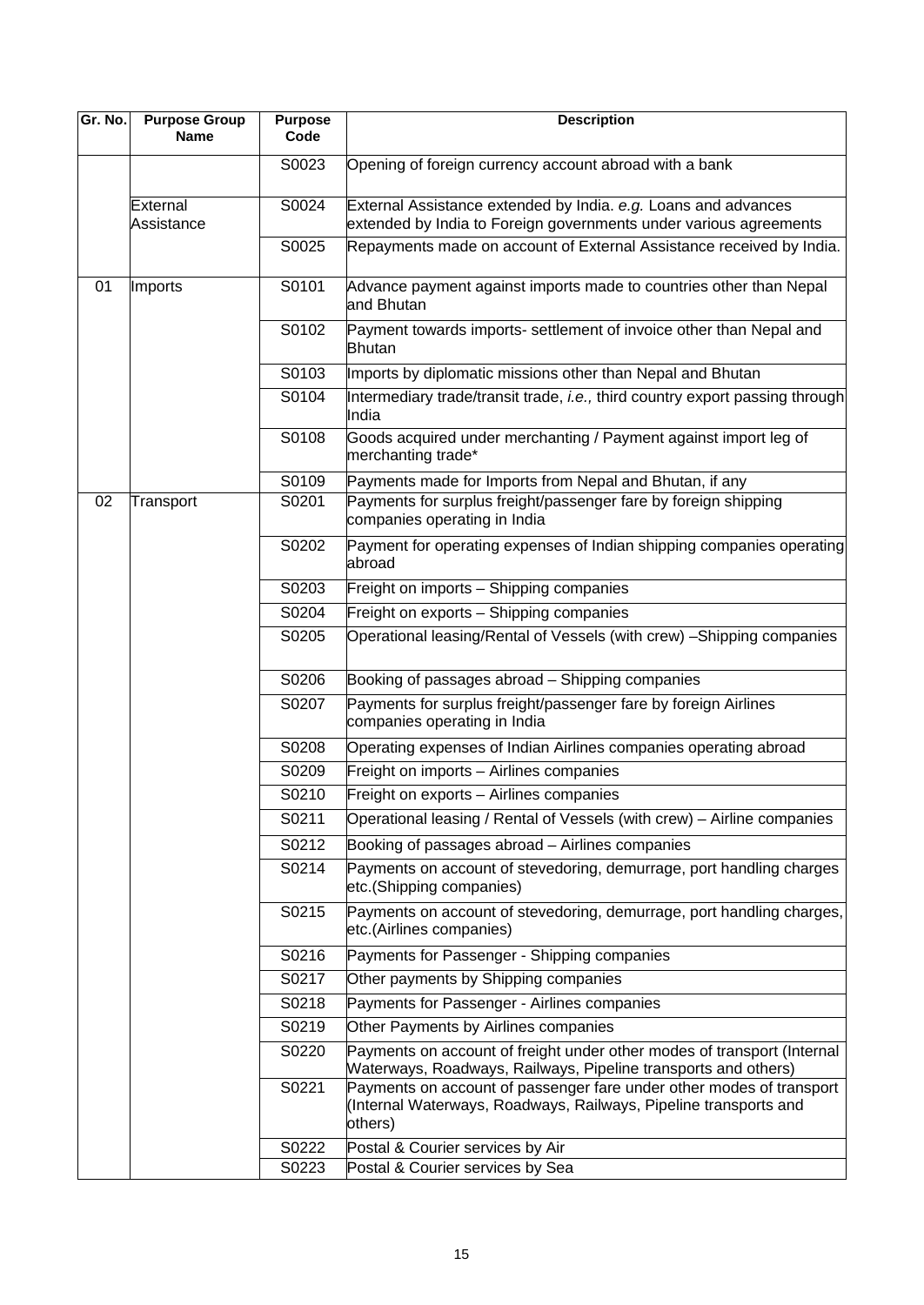| Gr. No. | Purpose Group Name | Purpose Code | Description |
|---|---|---|---|
| | | S0023 | Opening of foreign currency account abroad with a bank |
| | External Assistance | S0024 | External Assistance extended by India. *e.g.* Loans and advances extended by India to Foreign governments under various agreements |
| | | S0025 | Repayments made on account of External Assistance received by India. |
| 01 | Imports | S0101 | Advance payment against imports made to countries other than Nepal and Bhutan |
| | | S0102 | Payment towards imports- settlement of invoice other than Nepal and Bhutan |
| | | S0103 | Imports by diplomatic missions other than Nepal and Bhutan |
| | | S0104 | Intermediary trade/transit trade, *i.e.,* third country export passing through India |
| | | S0108 | Goods acquired under merchanting / Payment against import leg of merchanting trade* |
| | | S0109 | Payments made for Imports from Nepal and Bhutan, if any |
| 02 | Transport | S0201 | Payments for surplus freight/passenger fare by foreign shipping companies operating in India |
| | | S0202 | Payment for operating expenses of Indian shipping companies operating abroad |
| | | S0203 | Freight on imports – Shipping companies |
| | | S0204 | Freight on exports – Shipping companies |
| | | S0205 | Operational leasing/Rental of Vessels (with crew) –Shipping companies |
| | | S0206 | Booking of passages abroad – Shipping companies |
| | | S0207 | Payments for surplus freight/passenger fare by foreign Airlines companies operating in India |
| | | S0208 | Operating expenses of Indian Airlines companies operating abroad |
| | | S0209 | Freight on imports – Airlines companies |
| | | S0210 | Freight on exports – Airlines companies |
| | | S0211 | Operational leasing / Rental of Vessels (with crew) – Airline companies |
| | | S0212 | Booking of passages abroad – Airlines companies |
| | | S0214 | Payments on account of stevedoring, demurrage, port handling charges etc.(Shipping companies) |
| | | S0215 | Payments on account of stevedoring, demurrage, port handling charges, etc.(Airlines companies) |
| | | S0216 | Payments for Passenger - Shipping companies |
| | | S0217 | Other payments by Shipping companies |
| | | S0218 | Payments for Passenger - Airlines companies |
| | | S0219 | Other Payments by Airlines companies |
| | | S0220 | Payments on account of freight under other modes of transport (Internal Waterways, Roadways, Railways, Pipeline transports and others) |
| | | S0221 | Payments on account of passenger fare under other modes of transport (Internal Waterways, Roadways, Railways, Pipeline transports and others) |
| | | S0222 | Postal & Courier services by Air |
| | | S0223 | Postal & Courier services by Sea |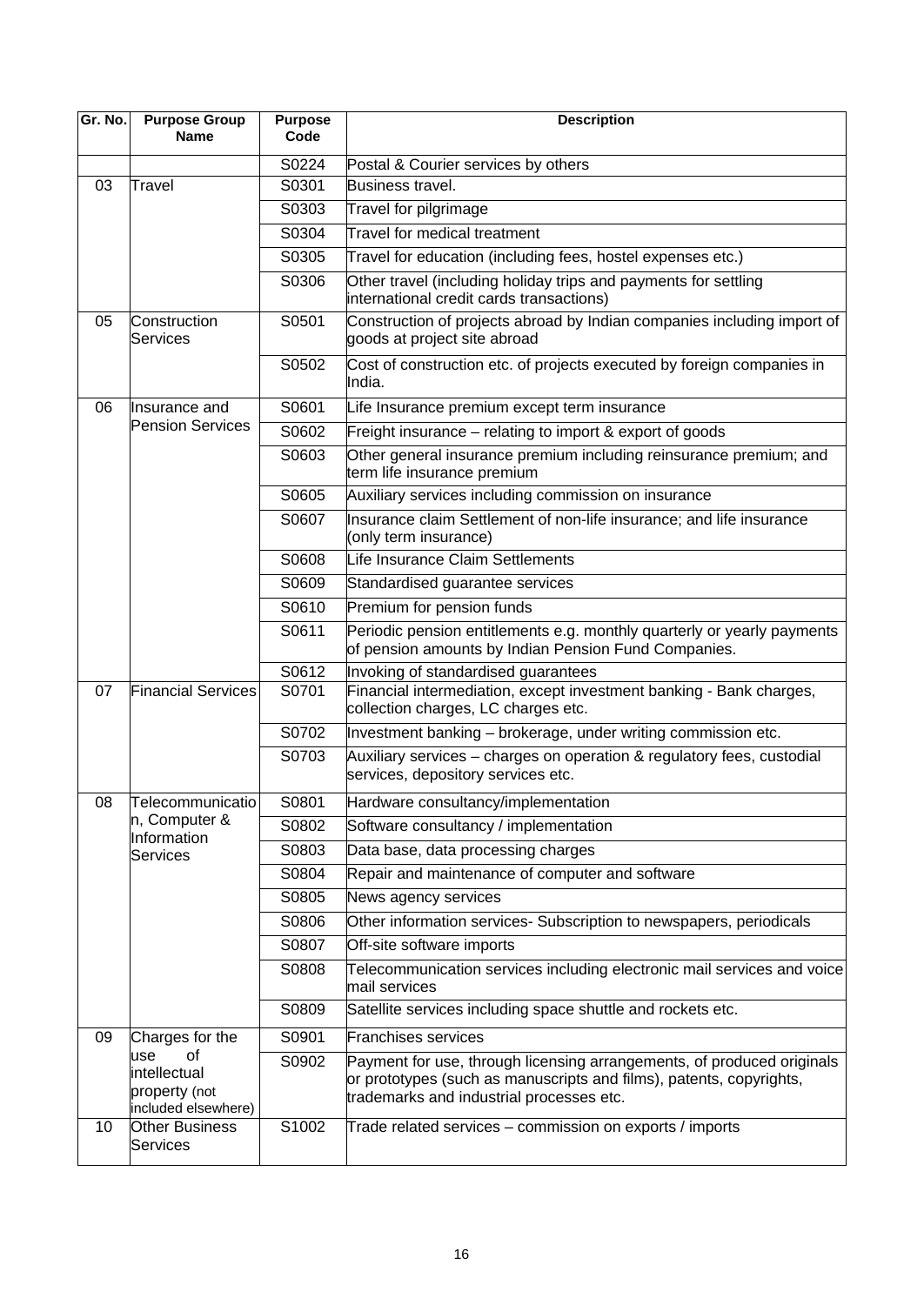| Gr. No. | Purpose Group Name | Purpose Code | Description |
|---|---|---|---|
| | | S0224 | Postal & Courier services by others |
| 03 | Travel | S0301 | Business travel. |
| | | S0303 | Travel for pilgrimage |
| | | S0304 | Travel for medical treatment |
| | | S0305 | Travel for education (including fees, hostel expenses etc.) |
| | | S0306 | Other travel (including holiday trips and payments for settling international credit cards transactions) |
| 05 | Construction Services | S0501 | Construction of projects abroad by Indian companies including import of goods at project site abroad |
| | | S0502 | Cost of construction etc. of projects executed by foreign companies in India. |
| 06 | Insurance and Pension Services | S0601 | Life Insurance premium except term insurance |
| | | S0602 | Freight insurance – relating to import & export of goods |
| | | S0603 | Other general insurance premium including reinsurance premium; and term life insurance premium |
| | | S0605 | Auxiliary services including commission on insurance |
| | | S0607 | Insurance claim Settlement of non-life insurance; and life insurance (only term insurance) |
| | | S0608 | Life Insurance Claim Settlements |
| | | S0609 | Standardised guarantee services |
| | | S0610 | Premium for pension funds |
| | | S0611 | Periodic pension entitlements e.g. monthly quarterly or yearly payments of pension amounts by Indian Pension Fund Companies. |
| | | S0612 | Invoking of standardised guarantees |
| 07 | Financial Services | S0701 | Financial intermediation, except investment banking - Bank charges, collection charges, LC charges etc. |
| | | S0702 | Investment banking – brokerage, under writing commission etc. |
| | | S0703 | Auxiliary services – charges on operation & regulatory fees, custodial services, depository services etc. |
| 08 | Telecommunication, Computer & Information Services | S0801 | Hardware consultancy/implementation |
| | | S0802 | Software consultancy / implementation |
| | | S0803 | Data base, data processing charges |
| | | S0804 | Repair and maintenance of computer and software |
| | | S0805 | News agency services |
| | | S0806 | Other information services- Subscription to newspapers, periodicals |
| | | S0807 | Off-site software imports |
| | | S0808 | Telecommunication services including electronic mail services and voice mail services |
| | | S0809 | Satellite services including space shuttle and rockets etc. |
| 09 | Charges for the use of intellectual property (not included elsewhere) | S0901 | Franchises services |
| | | S0902 | Payment for use, through licensing arrangements, of produced originals or prototypes (such as manuscripts and films), patents, copyrights, trademarks and industrial processes etc. |
| 10 | Other Business Services | S1002 | Trade related services – commission on exports / imports |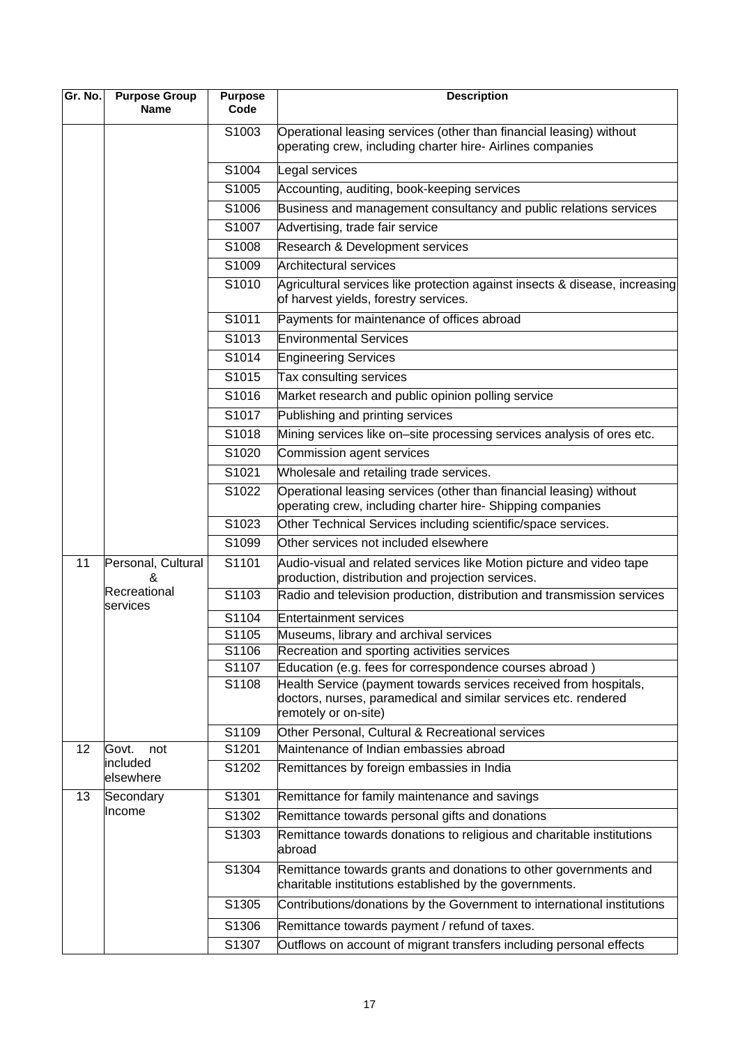| Gr. No. | Purpose Group Name | Purpose Code | Description |
|---|---|---|---|
| | | S1003 | Operational leasing services (other than financial leasing) without operating crew, including charter hire- Airlines companies |
| | | S1004 | Legal services |
| | | S1005 | Accounting, auditing, book-keeping services |
| | | S1006 | Business and management consultancy and public relations services |
| | | S1007 | Advertising, trade fair service |
| | | S1008 | Research & Development services |
| | | S1009 | Architectural services |
| | | S1010 | Agricultural services like protection against insects & disease, increasing of harvest yields, forestry services. |
| | | S1011 | Payments for maintenance of offices abroad |
| | | S1013 | Environmental Services |
| | | S1014 | Engineering Services |
| | | S1015 | Tax consulting services |
| | | S1016 | Market research and public opinion polling service |
| | | S1017 | Publishing and printing services |
| | | S1018 | Mining services like on–site processing services analysis of ores etc. |
| | | S1020 | Commission agent services |
| | | S1021 | Wholesale and retailing trade services. |
| | | S1022 | Operational leasing services (other than financial leasing) without operating crew, including charter hire- Shipping companies |
| | | S1023 | Other Technical Services including scientific/space services. |
| | | S1099 | Other services not included elsewhere |
| 11 | Personal, Cultural & Recreational services | S1101 | Audio-visual and related services like Motion picture and video tape production, distribution and projection services. |
| | | S1103 | Radio and television production, distribution and transmission services |
| | | S1104 | Entertainment services |
| | | S1105 | Museums, library and archival services |
| | | S1106 | Recreation and sporting activities services |
| | | S1107 | Education (e.g. fees for correspondence courses abroad ) |
| | | S1108 | Health Service (payment towards services received from hospitals, doctors, nurses, paramedical and similar services etc. rendered remotely or on-site) |
| | | S1109 | Other Personal, Cultural & Recreational services |
| 12 | Govt. not included elsewhere | S1201 | Maintenance of Indian embassies abroad |
| | | S1202 | Remittances by foreign embassies in India |
| 13 | Secondary Income | S1301 | Remittance for family maintenance and savings |
| | | S1302 | Remittance towards personal gifts and donations |
| | | S1303 | Remittance towards donations to religious and charitable institutions abroad |
| | | S1304 | Remittance towards grants and donations to other governments and charitable institutions established by the governments. |
| | | S1305 | Contributions/donations by the Government to international institutions |
| | | S1306 | Remittance towards payment / refund of taxes. |
| | | S1307 | Outflows on account of migrant transfers including personal effects |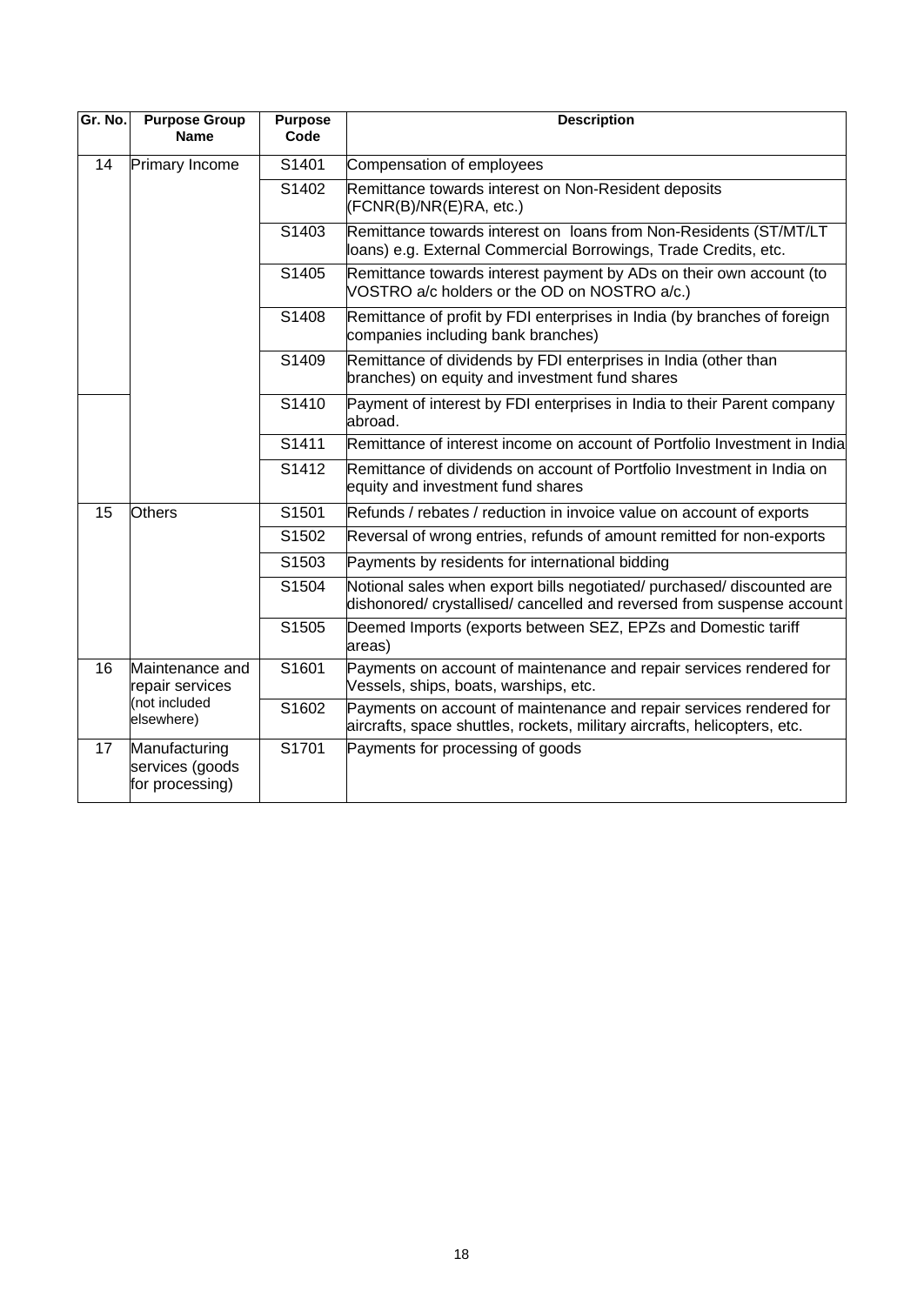| Gr. No. | Purpose Group Name | Purpose Code | Description |
|---|---|---|---|
| 14 | Primary Income | S1401 | Compensation of employees |
| | | S1402 | Remittance towards interest on Non-Resident deposits (FCNR(B)/NR(E)RA, etc.) |
| | | S1403 | Remittance towards interest on loans from Non-Residents (ST/MT/LT loans) e.g. External Commercial Borrowings, Trade Credits, etc. |
| | | S1405 | Remittance towards interest payment by ADs on their own account (to VOSTRO a/c holders or the OD on NOSTRO a/c.) |
| | | S1408 | Remittance of profit by FDI enterprises in India (by branches of foreign companies including bank branches) |
| | | S1409 | Remittance of dividends by FDI enterprises in India (other than branches) on equity and investment fund shares |
| | | S1410 | Payment of interest by FDI enterprises in India to their Parent company abroad. |
| | | S1411 | Remittance of interest income on account of Portfolio Investment in India |
| | | S1412 | Remittance of dividends on account of Portfolio Investment in India on equity and investment fund shares |
| 15 | Others | S1501 | Refunds / rebates / reduction in invoice value on account of exports |
| | | S1502 | Reversal of wrong entries, refunds of amount remitted for non-exports |
| | | S1503 | Payments by residents for international bidding |
| | | S1504 | Notional sales when export bills negotiated/ purchased/ discounted are dishonored/ crystallised/ cancelled and reversed from suspense account |
| | | S1505 | Deemed Imports (exports between SEZ, EPZs and Domestic tariff areas) |
| 16 | Maintenance and repair services (not included elsewhere) | S1601 | Payments on account of maintenance and repair services rendered for Vessels, ships, boats, warships, etc. |
| | | S1602 | Payments on account of maintenance and repair services rendered for aircrafts, space shuttles, rockets, military aircrafts, helicopters, etc. |
| 17 | Manufacturing services (goods for processing) | S1701 | Payments for processing of goods |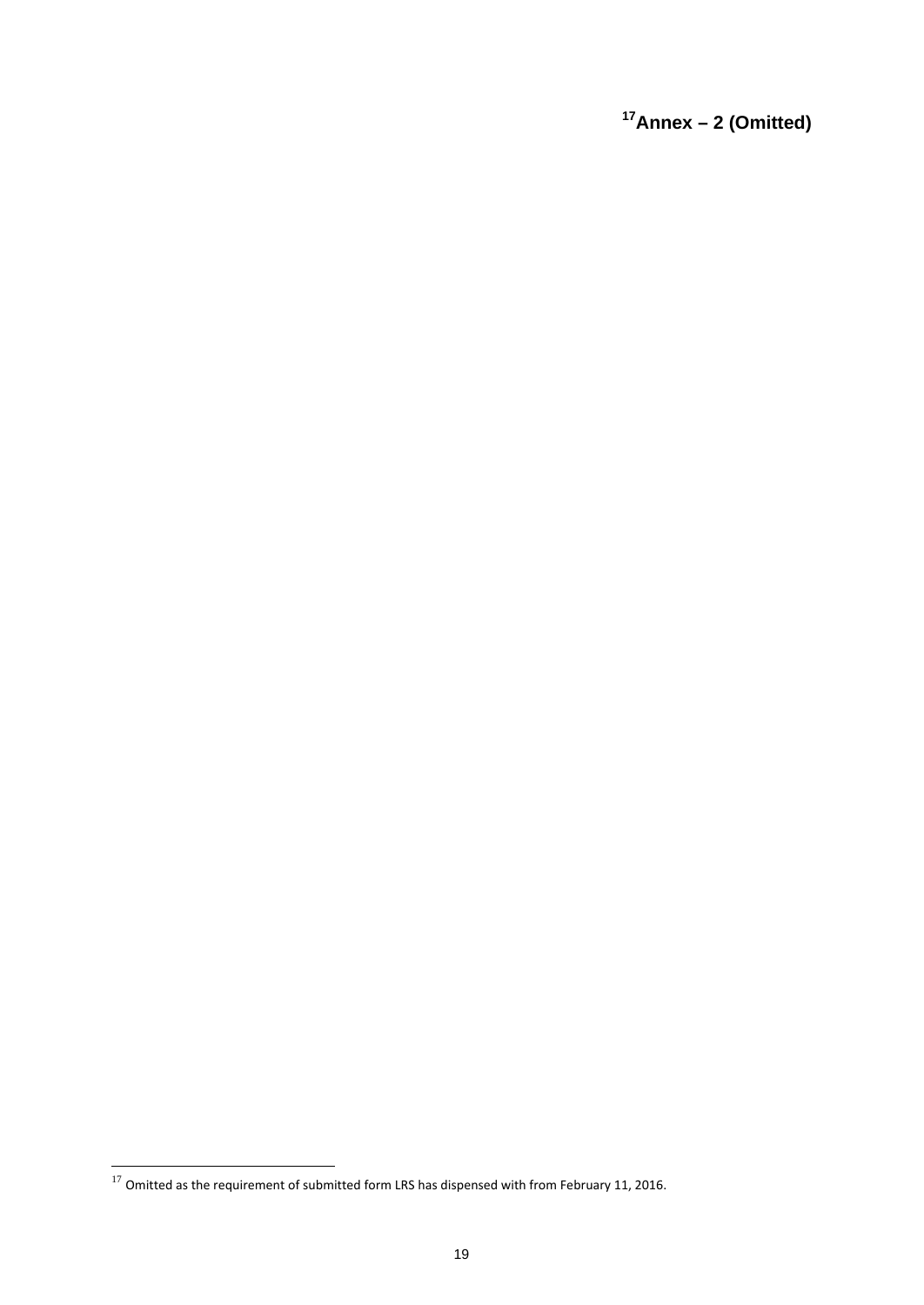# [17]Annex – 2 (Omitted)

[17] Omitted as the requirement of submitted form LRS has dispensed with from February 11, 2016.